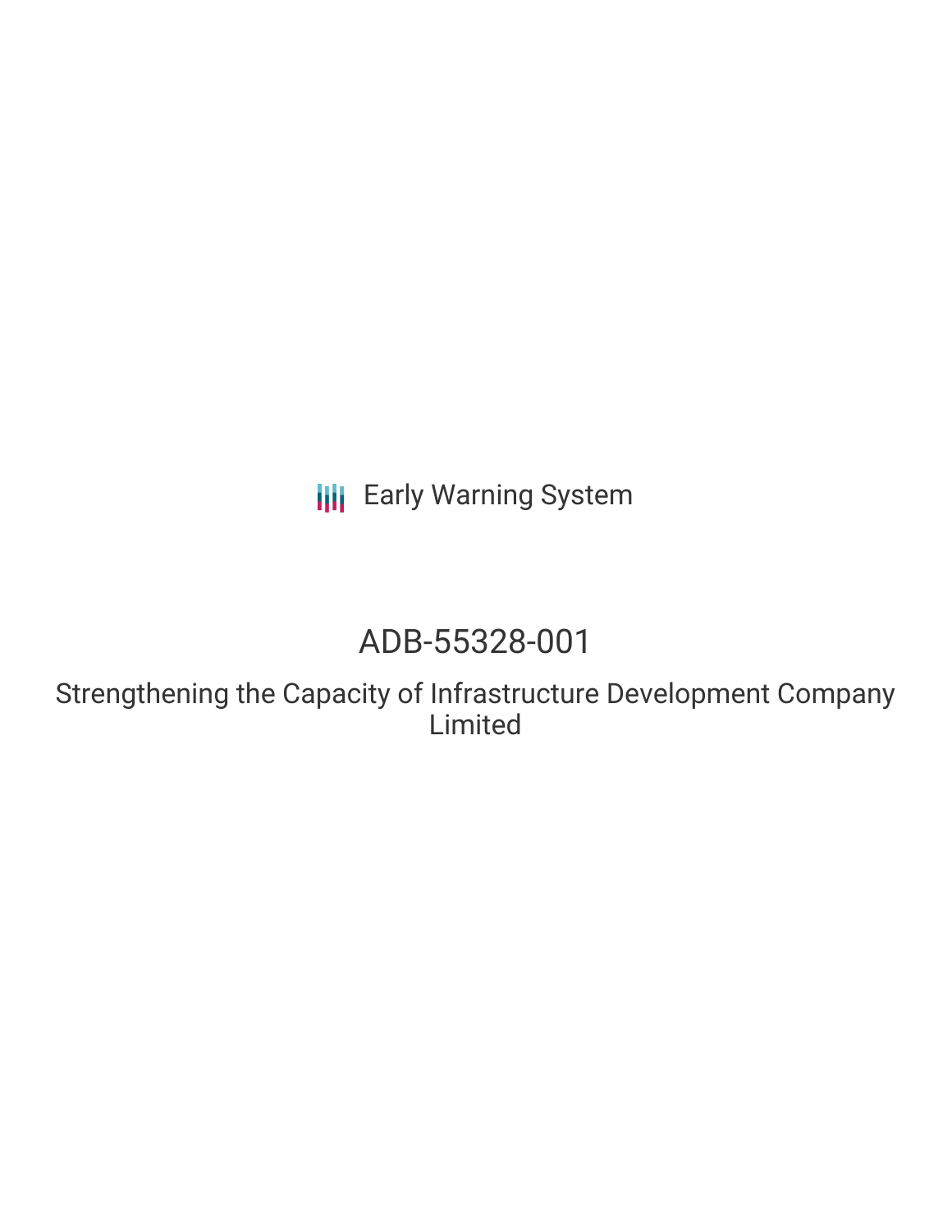Early Warning System

# ADB-55328-001

## Strengthening the Capacity of Infrastructure Development Company Limited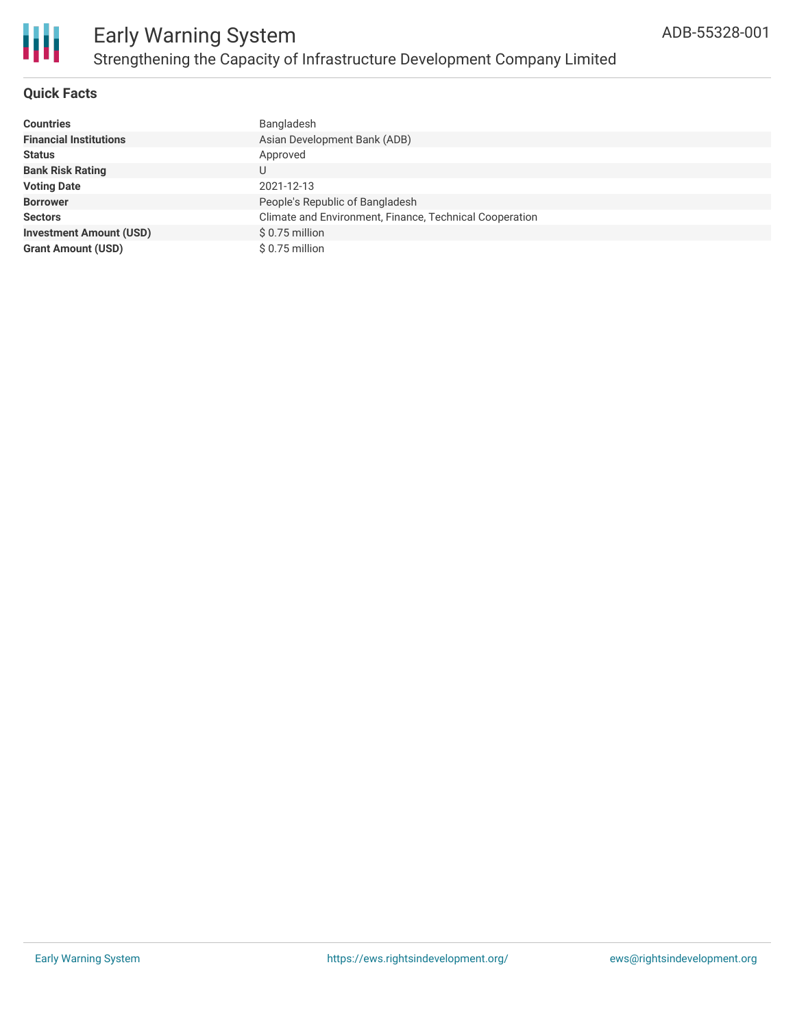# Early Warning System

## Strengthening the Capacity of Infrastructure Development Company Limited

ADB-55328-001

### Quick Facts

| | |
|---|---|
| **Countries** | Bangladesh |
| **Financial Institutions** | Asian Development Bank (ADB) |
| **Status** | Approved |
| **Bank Risk Rating** | U |
| **Voting Date** | 2021-12-13 |
| **Borrower** | People's Republic of Bangladesh |
| **Sectors** | Climate and Environment, Finance, Technical Cooperation |
| **Investment Amount (USD)** | $ 0.75 million |
| **Grant Amount (USD)** | $ 0.75 million |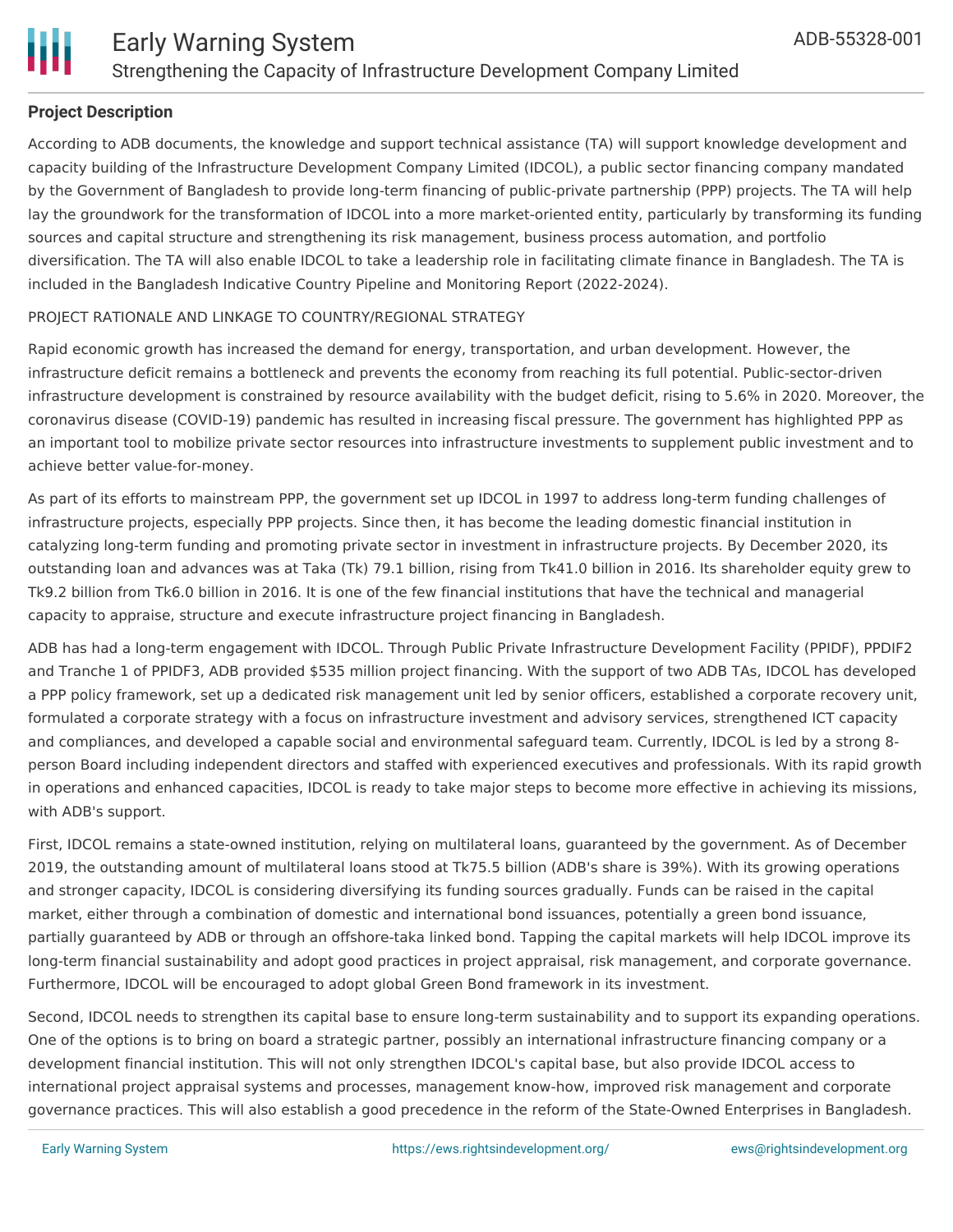### Project Description

According to ADB documents, the knowledge and support technical assistance (TA) will support knowledge development and capacity building of the Infrastructure Development Company Limited (IDCOL), a public sector financing company mandated by the Government of Bangladesh to provide long-term financing of public-private partnership (PPP) projects. The TA will help lay the groundwork for the transformation of IDCOL into a more market-oriented entity, particularly by transforming its funding sources and capital structure and strengthening its risk management, business process automation, and portfolio diversification. The TA will also enable IDCOL to take a leadership role in facilitating climate finance in Bangladesh. The TA is included in the Bangladesh Indicative Country Pipeline and Monitoring Report (2022-2024).

PROJECT RATIONALE AND LINKAGE TO COUNTRY/REGIONAL STRATEGY

Rapid economic growth has increased the demand for energy, transportation, and urban development. However, the infrastructure deficit remains a bottleneck and prevents the economy from reaching its full potential. Public-sector-driven infrastructure development is constrained by resource availability with the budget deficit, rising to 5.6% in 2020. Moreover, the coronavirus disease (COVID-19) pandemic has resulted in increasing fiscal pressure. The government has highlighted PPP as an important tool to mobilize private sector resources into infrastructure investments to supplement public investment and to achieve better value-for-money.

As part of its efforts to mainstream PPP, the government set up IDCOL in 1997 to address long-term funding challenges of infrastructure projects, especially PPP projects. Since then, it has become the leading domestic financial institution in catalyzing long-term funding and promoting private sector in investment in infrastructure projects. By December 2020, its outstanding loan and advances was at Taka (Tk) 79.1 billion, rising from Tk41.0 billion in 2016. Its shareholder equity grew to Tk9.2 billion from Tk6.0 billion in 2016. It is one of the few financial institutions that have the technical and managerial capacity to appraise, structure and execute infrastructure project financing in Bangladesh.

ADB has had a long-term engagement with IDCOL. Through Public Private Infrastructure Development Facility (PPIDF), PPDIF2 and Tranche 1 of PPIDF3, ADB provided $535 million project financing. With the support of two ADB TAs, IDCOL has developed a PPP policy framework, set up a dedicated risk management unit led by senior officers, established a corporate recovery unit, formulated a corporate strategy with a focus on infrastructure investment and advisory services, strengthened ICT capacity and compliances, and developed a capable social and environmental safeguard team. Currently, IDCOL is led by a strong 8-person Board including independent directors and staffed with experienced executives and professionals. With its rapid growth in operations and enhanced capacities, IDCOL is ready to take major steps to become more effective in achieving its missions, with ADB's support.

First, IDCOL remains a state-owned institution, relying on multilateral loans, guaranteed by the government. As of December 2019, the outstanding amount of multilateral loans stood at Tk75.5 billion (ADB's share is 39%). With its growing operations and stronger capacity, IDCOL is considering diversifying its funding sources gradually. Funds can be raised in the capital market, either through a combination of domestic and international bond issuances, potentially a green bond issuance, partially guaranteed by ADB or through an offshore-taka linked bond. Tapping the capital markets will help IDCOL improve its long-term financial sustainability and adopt good practices in project appraisal, risk management, and corporate governance. Furthermore, IDCOL will be encouraged to adopt global Green Bond framework in its investment.

Second, IDCOL needs to strengthen its capital base to ensure long-term sustainability and to support its expanding operations. One of the options is to bring on board a strategic partner, possibly an international infrastructure financing company or a development financial institution. This will not only strengthen IDCOL's capital base, but also provide IDCOL access to international project appraisal systems and processes, management know-how, improved risk management and corporate governance practices. This will also establish a good precedence in the reform of the State-Owned Enterprises in Bangladesh.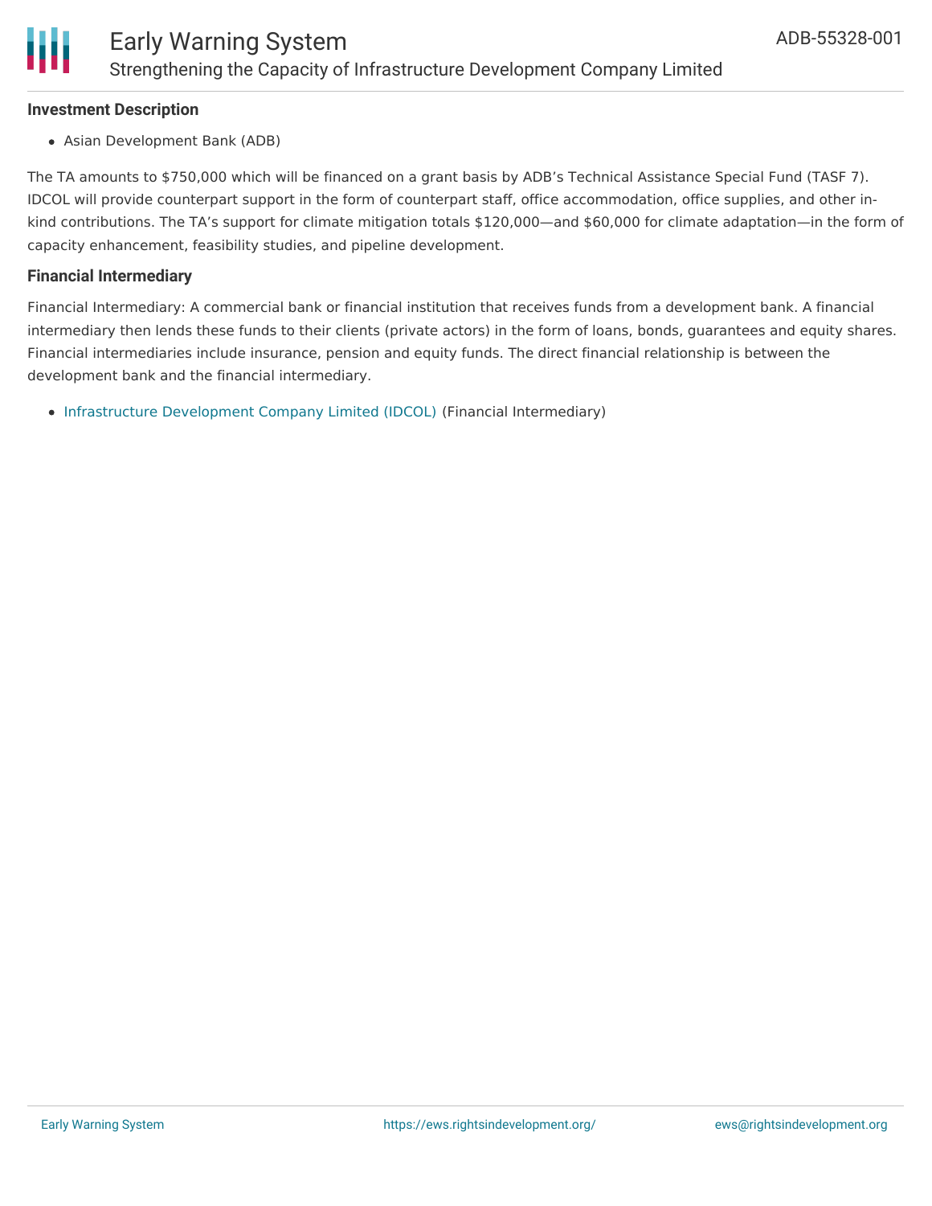### Investment Description

- Asian Development Bank (ADB)

The TA amounts to $750,000 which will be financed on a grant basis by ADB's Technical Assistance Special Fund (TASF 7). IDCOL will provide counterpart support in the form of counterpart staff, office accommodation, office supplies, and other in-kind contributions. The TA's support for climate mitigation totals $120,000—and $60,000 for climate adaptation—in the form of capacity enhancement, feasibility studies, and pipeline development.

### Financial Intermediary

Financial Intermediary: A commercial bank or financial institution that receives funds from a development bank. A financial intermediary then lends these funds to their clients (private actors) in the form of loans, bonds, guarantees and equity shares. Financial intermediaries include insurance, pension and equity funds. The direct financial relationship is between the development bank and the financial intermediary.

- Infrastructure Development Company Limited (IDCOL) (Financial Intermediary)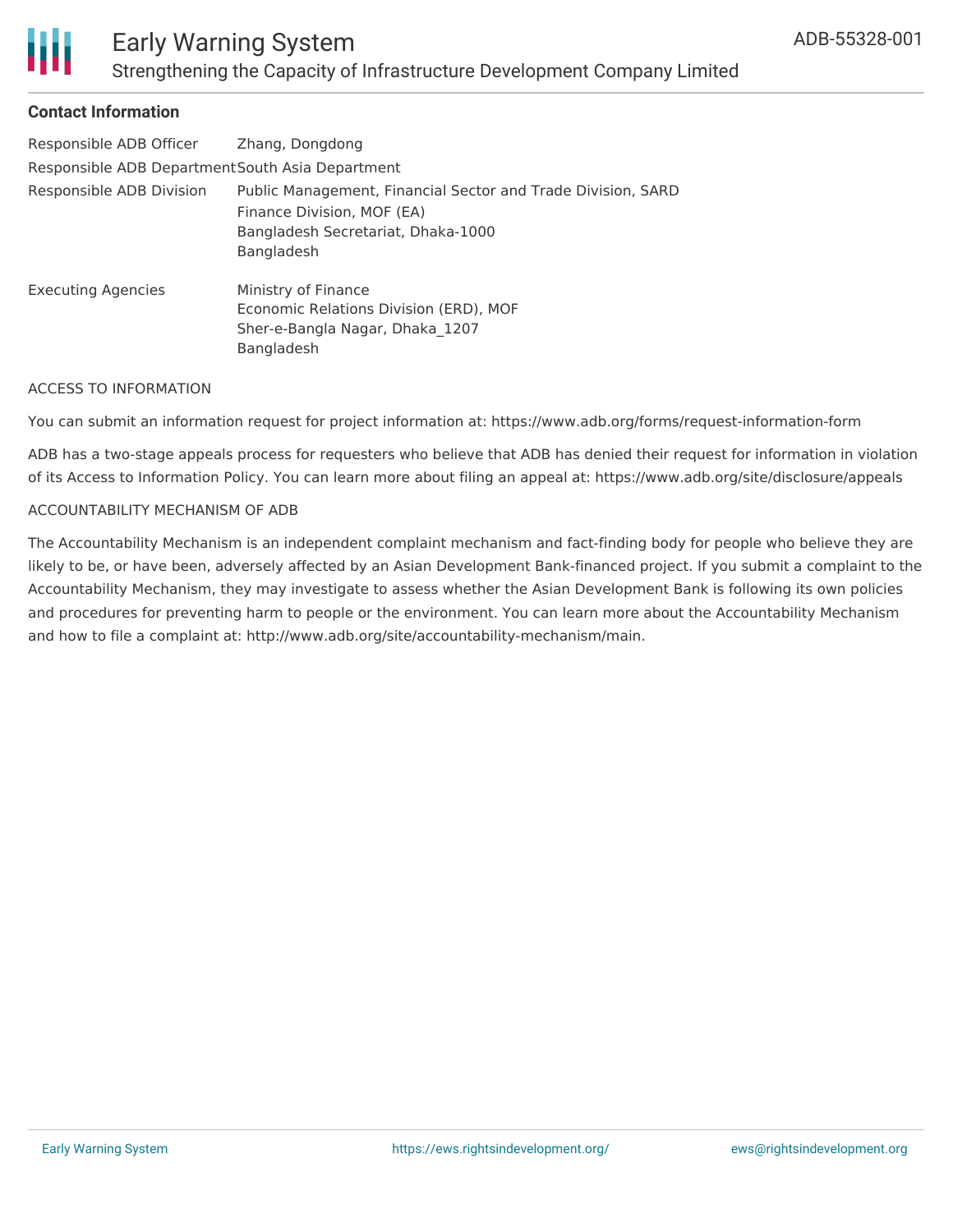## Contact Information

| | |
|---|---|
| Responsible ADB Officer | Zhang, Dongdong |
| Responsible ADB Department | South Asia Department |
| Responsible ADB Division | Public Management, Financial Sector and Trade Division, SARD<br>Finance Division, MOF (EA)<br>Bangladesh Secretariat, Dhaka-1000<br>Bangladesh |
| Executing Agencies | Ministry of Finance<br>Economic Relations Division (ERD), MOF<br>Sher-e-Bangla Nagar, Dhaka_1207<br>Bangladesh |

ACCESS TO INFORMATION

You can submit an information request for project information at: https://www.adb.org/forms/request-information-form

ADB has a two-stage appeals process for requesters who believe that ADB has denied their request for information in violation of its Access to Information Policy. You can learn more about filing an appeal at: https://www.adb.org/site/disclosure/appeals

ACCOUNTABILITY MECHANISM OF ADB

The Accountability Mechanism is an independent complaint mechanism and fact-finding body for people who believe they are likely to be, or have been, adversely affected by an Asian Development Bank-financed project. If you submit a complaint to the Accountability Mechanism, they may investigate to assess whether the Asian Development Bank is following its own policies and procedures for preventing harm to people or the environment. You can learn more about the Accountability Mechanism and how to file a complaint at: http://www.adb.org/site/accountability-mechanism/main.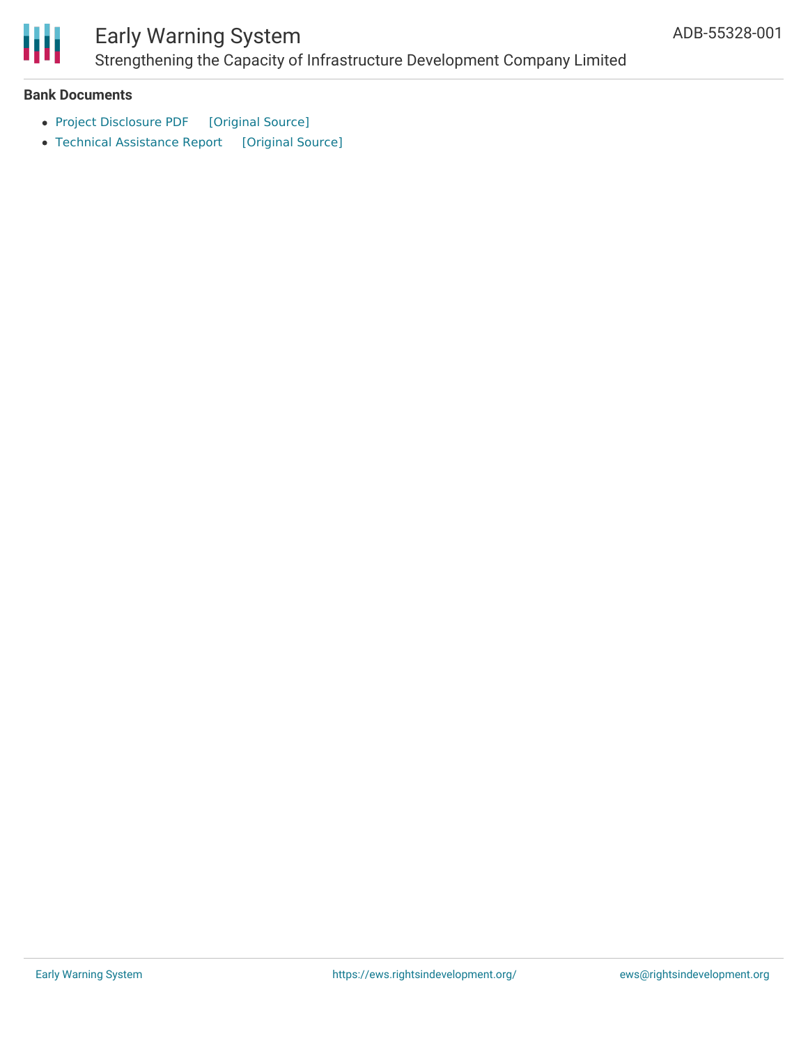**Bank Documents**

- Project Disclosure PDF [Original Source]
- Technical Assistance Report [Original Source]